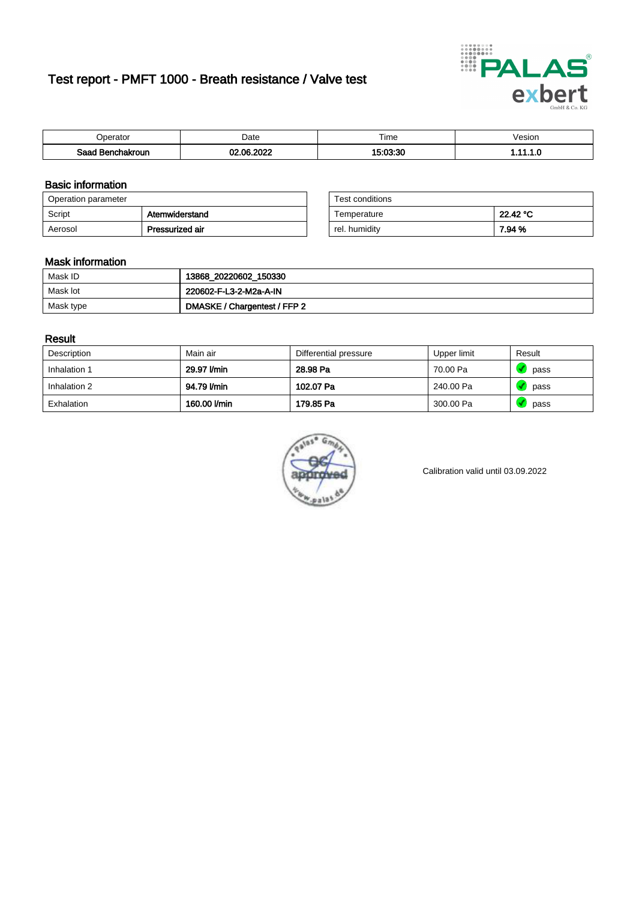# Test report - PMFT 1000 - Breath resistance / Valve test

| Operator | Date | Time | Vesion |
|---|---|---|---|
| **Saad Benchakroun** | **02.06.2022** | **15:03:30** | **1.11.1.0** |

## Basic information

| Operation parameter | |
|---|---|
| Script | **Atemwiderstand** |
| Aerosol | **Pressurized air** |

| Test conditions | |
|---|---|
| Temperature | **22.42 °C** |
| rel. humidity | **7.94 %** |

## Mask information

| | |
|---|---|
| Mask ID | **13868_20220602_150330** |
| Mask lot | **220602-F-L3-2-M2a-A-IN** |
| Mask type | **DMASKE / Chargentest / FFP 2** |

## Result

| Description | Main air | Differential pressure | Upper limit | Result |
|---|---|---|---|---|
| Inhalation 1 | **29.97 l/min** | **28.98 Pa** | 70.00 Pa | pass |
| Inhalation 2 | **94.79 l/min** | **102.07 Pa** | 240.00 Pa | pass |
| Exhalation | **160.00 l/min** | **179.85 Pa** | 300.00 Pa | pass |

Calibration valid until 03.09.2022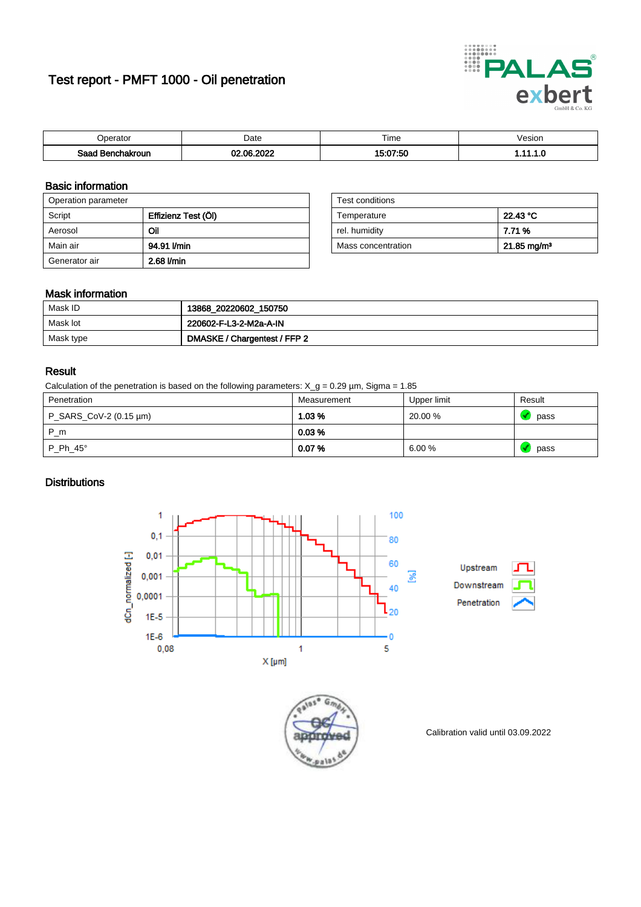# Test report - PMFT 1000 - Oil penetration

PALAS exbert GmbH & Co. KG

| Operator | Date | Time | Vesion |
|---|---|---|---|
| Saad Benchakroun | 02.06.2022 | 15:07:50 | 1.11.1.0 |

## Basic information

| Operation parameter | |
|---|---|
| Script | Effizienz Test (Öl) |
| Aerosol | Oil |
| Main air | 94.91 l/min |
| Generator air | 2.68 l/min |

| Test conditions | |
|---|---|
| Temperature | 22.43 °C |
| rel. humidity | 7.71 % |
| Mass concentration | 21.85 mg/m³ |

## Mask information

| | |
|---|---|
| Mask ID | 13868_20220602_150750 |
| Mask lot | 220602-F-L3-2-M2a-A-IN |
| Mask type | DMASKE / Chargentest / FFP 2 |

## Result

Calculation of the penetration is based on the following parameters: X_g = 0.29 µm, Sigma = 1.85

| Penetration | Measurement | Upper limit | Result |
|---|---|---|---|
| P_SARS_CoV-2 (0.15 µm) | 1.03 % | 20.00 % | pass |
| P_m | 0.03 % | | |
| P_Ph_45° | 0.07 % | 6.00 % | pass |

## Distributions

dCn_normalized [-]
1
0,1
0,01
0,001
0,0001
1E-5
1E-6
0,08
1
5
X [µm]
[%]
100
80
60
40
20
0

Upstream
Downstream
Penetration

Palas® GmbH QC approved www.palas.de

Calibration valid until 03.09.2022